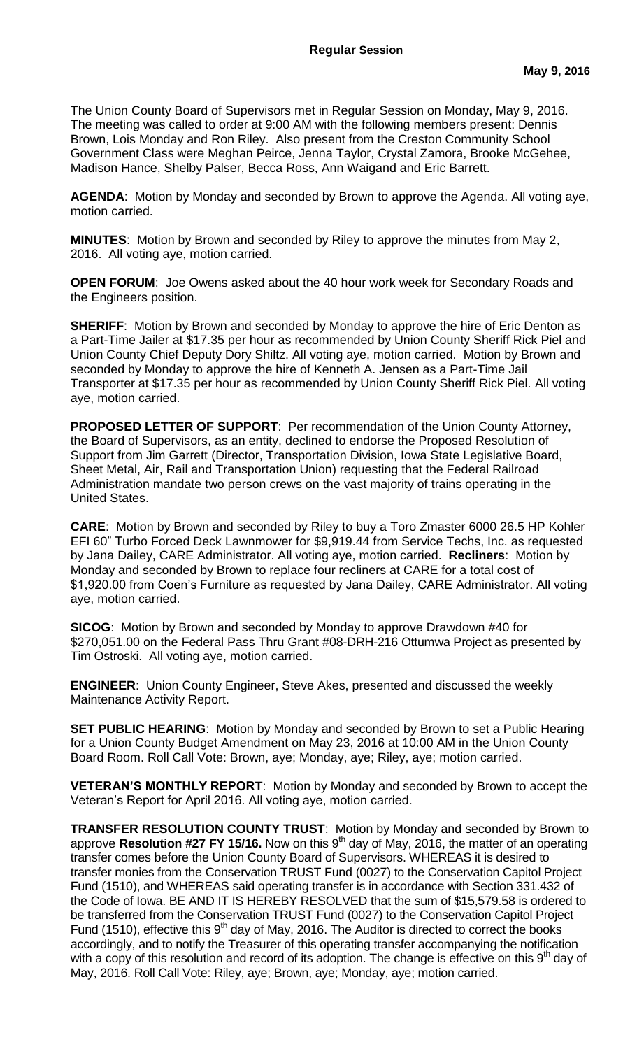## Regular Session

**May 9, 2016**

The Union County Board of Supervisors met in Regular Session on Monday, May 9, 2016. The meeting was called to order at 9:00 AM with the following members present: Dennis Brown, Lois Monday and Ron Riley. Also present from the Creston Community School Government Class were Meghan Peirce, Jenna Taylor, Crystal Zamora, Brooke McGehee, Madison Hance, Shelby Palser, Becca Ross, Ann Waigand and Eric Barrett.

**AGENDA**: Motion by Monday and seconded by Brown to approve the Agenda. All voting aye, motion carried.

**MINUTES**: Motion by Brown and seconded by Riley to approve the minutes from May 2, 2016. All voting aye, motion carried.

**OPEN FORUM**: Joe Owens asked about the 40 hour work week for Secondary Roads and the Engineers position.

**SHERIFF**: Motion by Brown and seconded by Monday to approve the hire of Eric Denton as a Part-Time Jailer at $17.35 per hour as recommended by Union County Sheriff Rick Piel and Union County Chief Deputy Dory Shiltz. All voting aye, motion carried. Motion by Brown and seconded by Monday to approve the hire of Kenneth A. Jensen as a Part-Time Jail Transporter at $17.35 per hour as recommended by Union County Sheriff Rick Piel. All voting aye, motion carried.

**PROPOSED LETTER OF SUPPORT**: Per recommendation of the Union County Attorney, the Board of Supervisors, as an entity, declined to endorse the Proposed Resolution of Support from Jim Garrett (Director, Transportation Division, Iowa State Legislative Board, Sheet Metal, Air, Rail and Transportation Union) requesting that the Federal Railroad Administration mandate two person crews on the vast majority of trains operating in the United States.

**CARE**: Motion by Brown and seconded by Riley to buy a Toro Zmaster 6000 26.5 HP Kohler EFI 60" Turbo Forced Deck Lawnmower for $9,919.44 from Service Techs, Inc. as requested by Jana Dailey, CARE Administrator. All voting aye, motion carried. **Recliners**: Motion by Monday and seconded by Brown to replace four recliners at CARE for a total cost of $1,920.00 from Coen's Furniture as requested by Jana Dailey, CARE Administrator. All voting aye, motion carried.

**SICOG**: Motion by Brown and seconded by Monday to approve Drawdown #40 for $270,051.00 on the Federal Pass Thru Grant #08-DRH-216 Ottumwa Project as presented by Tim Ostroski. All voting aye, motion carried.

**ENGINEER**: Union County Engineer, Steve Akes, presented and discussed the weekly Maintenance Activity Report.

**SET PUBLIC HEARING**: Motion by Monday and seconded by Brown to set a Public Hearing for a Union County Budget Amendment on May 23, 2016 at 10:00 AM in the Union County Board Room. Roll Call Vote: Brown, aye; Monday, aye; Riley, aye; motion carried.

**VETERAN'S MONTHLY REPORT**: Motion by Monday and seconded by Brown to accept the Veteran's Report for April 2016. All voting aye, motion carried.

**TRANSFER RESOLUTION COUNTY TRUST**: Motion by Monday and seconded by Brown to approve **Resolution #27 FY 15/16.** Now on this 9th day of May, 2016, the matter of an operating transfer comes before the Union County Board of Supervisors. WHEREAS it is desired to transfer monies from the Conservation TRUST Fund (0027) to the Conservation Capitol Project Fund (1510), and WHEREAS said operating transfer is in accordance with Section 331.432 of the Code of Iowa. BE AND IT IS HEREBY RESOLVED that the sum of $15,579.58 is ordered to be transferred from the Conservation TRUST Fund (0027) to the Conservation Capitol Project Fund (1510), effective this 9th day of May, 2016. The Auditor is directed to correct the books accordingly, and to notify the Treasurer of this operating transfer accompanying the notification with a copy of this resolution and record of its adoption. The change is effective on this 9th day of May, 2016. Roll Call Vote: Riley, aye; Brown, aye; Monday, aye; motion carried.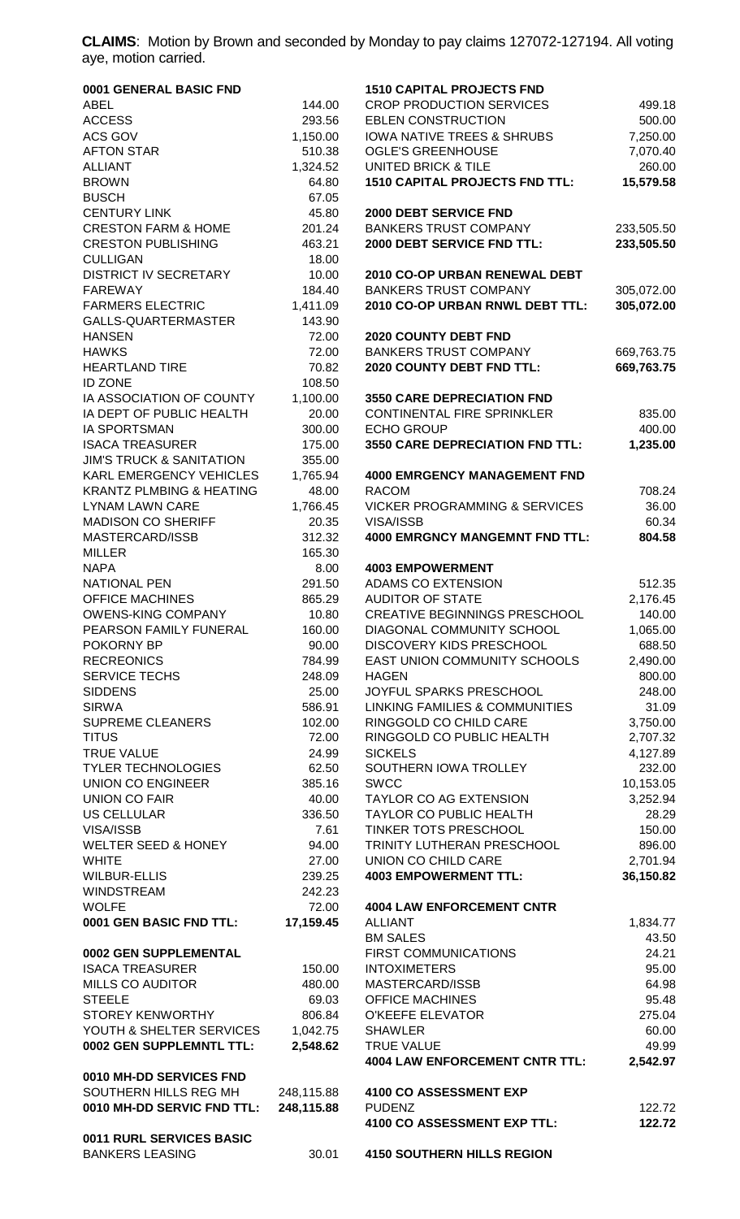**CLAIMS**: Motion by Brown and seconded by Monday to pay claims 127072-127194. All voting aye, motion carried.

| **0001 GENERAL BASIC FND** | |
|---|---|
| ABEL | 144.00 |
| ACCESS | 293.56 |
| ACS GOV | 1,150.00 |
| AFTON STAR | 510.38 |
| ALLIANT | 1,324.52 |
| BROWN | 64.80 |
| BUSCH | 67.05 |
| CENTURY LINK | 45.80 |
| CRESTON FARM & HOME | 201.24 |
| CRESTON PUBLISHING | 463.21 |
| CULLIGAN | 18.00 |
| DISTRICT IV SECRETARY | 10.00 |
| FAREWAY | 184.40 |
| FARMERS ELECTRIC | 1,411.09 |
| GALLS-QUARTERMASTER | 143.90 |
| HANSEN | 72.00 |
| HAWKS | 72.00 |
| HEARTLAND TIRE | 70.82 |
| ID ZONE | 108.50 |
| IA ASSOCIATION OF COUNTY | 1,100.00 |
| IA DEPT OF PUBLIC HEALTH | 20.00 |
| IA SPORTSMAN | 300.00 |
| ISACA TREASURER | 175.00 |
| JIM'S TRUCK & SANITATION | 355.00 |
| KARL EMERGENCY VEHICLES | 1,765.94 |
| KRANTZ PLMBING & HEATING | 48.00 |
| LYNAM LAWN CARE | 1,766.45 |
| MADISON CO SHERIFF | 20.35 |
| MASTERCARD/ISSB | 312.32 |
| MILLER | 165.30 |
| NAPA | 8.00 |
| NATIONAL PEN | 291.50 |
| OFFICE MACHINES | 865.29 |
| OWENS-KING COMPANY | 10.80 |
| PEARSON FAMILY FUNERAL | 160.00 |
| POKORNY BP | 90.00 |
| RECREONICS | 784.99 |
| SERVICE TECHS | 248.09 |
| SIDDENS | 25.00 |
| SIRWA | 586.91 |
| SUPREME CLEANERS | 102.00 |
| TITUS | 72.00 |
| TRUE VALUE | 24.99 |
| TYLER TECHNOLOGIES | 62.50 |
| UNION CO ENGINEER | 385.16 |
| UNION CO FAIR | 40.00 |
| US CELLULAR | 336.50 |
| VISA/ISSB | 7.61 |
| WELTER SEED & HONEY | 94.00 |
| WHITE | 27.00 |
| WILBUR-ELLIS | 239.25 |
| WINDSTREAM | 242.23 |
| WOLFE | 72.00 |
| **0001 GEN BASIC FND TTL:** | **17,159.45** |
| | |
| **0002 GEN SUPPLEMENTAL** | |
| ISACA TREASURER | 150.00 |
| MILLS CO AUDITOR | 480.00 |
| STEELE | 69.03 |
| STOREY KENWORTHY | 806.84 |
| YOUTH & SHELTER SERVICES | 1,042.75 |
| **0002 GEN SUPPLEMNTL TTL:** | **2,548.62** |
| | |
| **0010 MH-DD SERVICES FND** | |
| SOUTHERN HILLS REG MH | 248,115.88 |
| **0010 MH-DD SERVIC FND TTL:** | **248,115.88** |
| | |
| **0011 RURL SERVICES BASIC** | |
| BANKERS LEASING | 30.01 |

| **1510 CAPITAL PROJECTS FND** | |
|---|---|
| CROP PRODUCTION SERVICES | 499.18 |
| EBLEN CONSTRUCTION | 500.00 |
| IOWA NATIVE TREES & SHRUBS | 7,250.00 |
| OGLE'S GREENHOUSE | 7,070.40 |
| UNITED BRICK & TILE | 260.00 |
| **1510 CAPITAL PROJECTS FND TTL:** | **15,579.58** |
| | |
| **2000 DEBT SERVICE FND** | |
| BANKERS TRUST COMPANY | 233,505.50 |
| **2000 DEBT SERVICE FND TTL:** | **233,505.50** |
| | |
| **2010 CO-OP URBAN RENEWAL DEBT** | |
| BANKERS TRUST COMPANY | 305,072.00 |
| **2010 CO-OP URBAN RNWL DEBT TTL:** | **305,072.00** |
| | |
| **2020 COUNTY DEBT FND** | |
| BANKERS TRUST COMPANY | 669,763.75 |
| **2020 COUNTY DEBT FND TTL:** | **669,763.75** |
| | |
| **3550 CARE DEPRECIATION FND** | |
| CONTINENTAL FIRE SPRINKLER | 835.00 |
| ECHO GROUP | 400.00 |
| **3550 CARE DEPRECIATION FND TTL:** | **1,235.00** |
| | |
| **4000 EMRGENCY MANAGEMENT FND** | |
| RACOM | 708.24 |
| VICKER PROGRAMMING & SERVICES | 36.00 |
| VISA/ISSB | 60.34 |
| **4000 EMRGNCY MANGEMNT FND TTL:** | **804.58** |
| | |
| **4003 EMPOWERMENT** | |
| ADAMS CO EXTENSION | 512.35 |
| AUDITOR OF STATE | 2,176.45 |
| CREATIVE BEGINNINGS PRESCHOOL | 140.00 |
| DIAGONAL COMMUNITY SCHOOL | 1,065.00 |
| DISCOVERY KIDS PRESCHOOL | 688.50 |
| EAST UNION COMMUNITY SCHOOLS | 2,490.00 |
| HAGEN | 800.00 |
| JOYFUL SPARKS PRESCHOOL | 248.00 |
| LINKING FAMILIES & COMMUNITIES | 31.09 |
| RINGGOLD CO CHILD CARE | 3,750.00 |
| RINGGOLD CO PUBLIC HEALTH | 2,707.32 |
| SICKELS | 4,127.89 |
| SOUTHERN IOWA TROLLEY | 232.00 |
| SWCC | 10,153.05 |
| TAYLOR CO AG EXTENSION | 3,252.94 |
| TAYLOR CO PUBLIC HEALTH | 28.29 |
| TINKER TOTS PRESCHOOL | 150.00 |
| TRINITY LUTHERAN PRESCHOOL | 896.00 |
| UNION CO CHILD CARE | 2,701.94 |
| **4003 EMPOWERMENT TTL:** | **36,150.82** |
| | |
| **4004 LAW ENFORCEMENT CNTR** | |
| ALLIANT | 1,834.77 |
| BM SALES | 43.50 |
| FIRST COMMUNICATIONS | 24.21 |
| INTOXIMETERS | 95.00 |
| MASTERCARD/ISSB | 64.98 |
| OFFICE MACHINES | 95.48 |
| O'KEEFE ELEVATOR | 275.04 |
| SHAWLER | 60.00 |
| TRUE VALUE | 49.99 |
| **4004 LAW ENFORCEMENT CNTR TTL:** | **2,542.97** |
| | |
| **4100 CO ASSESSMENT EXP** | |
| PUDENZ | 122.72 |
| **4100 CO ASSESSMENT EXP TTL:** | **122.72** |
| | |
| **4150 SOUTHERN HILLS REGION** | |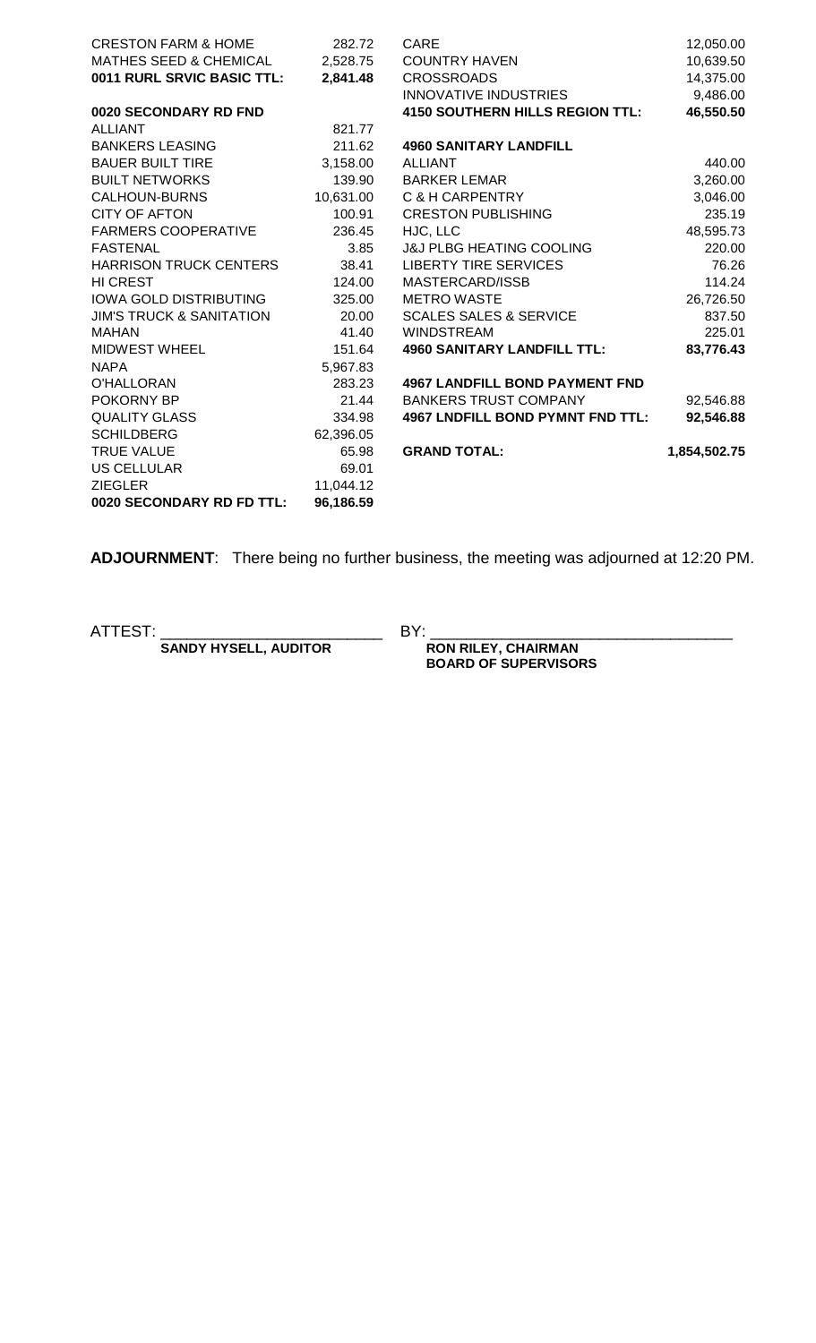| | |
|---|---|
| CRESTON FARM & HOME | 282.72 |
| MATHES SEED & CHEMICAL | 2,528.75 |
| **0011 RURL SRVIC BASIC TTL:** | **2,841.48** |
| | |
| **0020 SECONDARY RD FND** | |
| ALLIANT | 821.77 |
| BANKERS LEASING | 211.62 |
| BAUER BUILT TIRE | 3,158.00 |
| BUILT NETWORKS | 139.90 |
| CALHOUN-BURNS | 10,631.00 |
| CITY OF AFTON | 100.91 |
| FARMERS COOPERATIVE | 236.45 |
| FASTENAL | 3.85 |
| HARRISON TRUCK CENTERS | 38.41 |
| HI CREST | 124.00 |
| IOWA GOLD DISTRIBUTING | 325.00 |
| JIM'S TRUCK & SANITATION | 20.00 |
| MAHAN | 41.40 |
| MIDWEST WHEEL | 151.64 |
| NAPA | 5,967.83 |
| O'HALLORAN | 283.23 |
| POKORNY BP | 21.44 |
| QUALITY GLASS | 334.98 |
| SCHILDBERG | 62,396.05 |
| TRUE VALUE | 65.98 |
| US CELLULAR | 69.01 |
| ZIEGLER | 11,044.12 |
| **0020 SECONDARY RD FD TTL:** | **96,186.59** |

| | |
|---|---|
| CARE | 12,050.00 |
| COUNTRY HAVEN | 10,639.50 |
| CROSSROADS | 14,375.00 |
| INNOVATIVE INDUSTRIES | 9,486.00 |
| **4150 SOUTHERN HILLS REGION TTL:** | **46,550.50** |
| | |
| **4960 SANITARY LANDFILL** | |
| ALLIANT | 440.00 |
| BARKER LEMAR | 3,260.00 |
| C & H CARPENTRY | 3,046.00 |
| CRESTON PUBLISHING | 235.19 |
| HJC, LLC | 48,595.73 |
| J&J PLBG HEATING COOLING | 220.00 |
| LIBERTY TIRE SERVICES | 76.26 |
| MASTERCARD/ISSB | 114.24 |
| METRO WASTE | 26,726.50 |
| SCALES SALES & SERVICE | 837.50 |
| WINDSTREAM | 225.01 |
| **4960 SANITARY LANDFILL TTL:** | **83,776.43** |
| | |
| **4967 LANDFILL BOND PAYMENT FND** | |
| BANKERS TRUST COMPANY | 92,546.88 |
| **4967 LNDFILL BOND PYMNT FND TTL:** | **92,546.88** |
| | |
| **GRAND TOTAL:** | **1,854,502.75** |

**ADJOURNMENT**: There being no further business, the meeting was adjourned at 12:20 PM.

ATTEST: _________________________ BY: _________________________________

**SANDY HYSELL, AUDITOR** **RON RILEY, CHAIRMAN**
**BOARD OF SUPERVISORS**